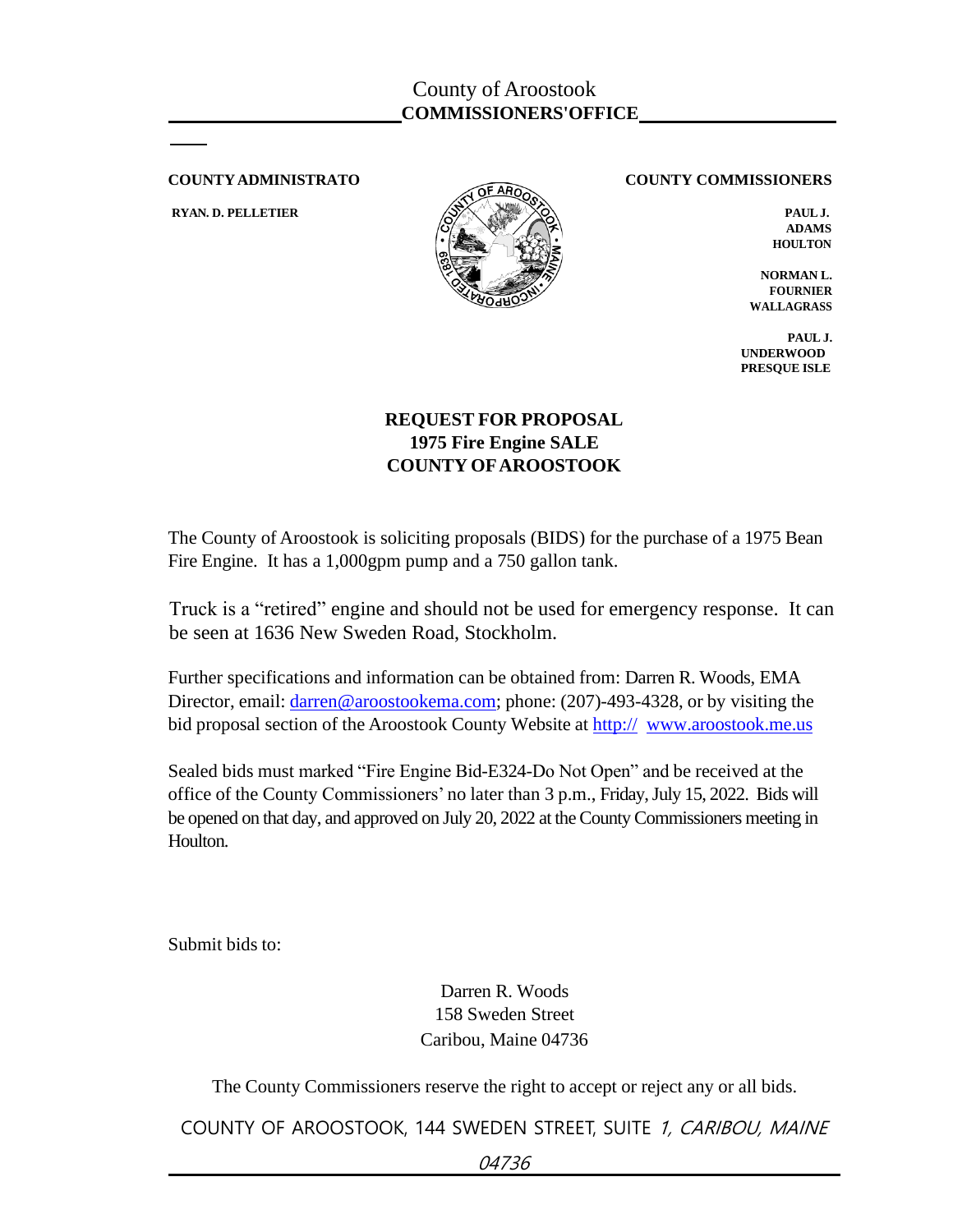County of Aroostook
**COMMISSIONERS'OFFICE**

**COUNTY ADMINISTRATO**

**RYAN. D. PELLETIER**

**COUNTY COMMISSIONERS**

**PAUL J. ADAMS**
**HOULTON**

**NORMAN L. FOURNIER**
**WALLAGRASS**

**PAUL J. UNDERWOOD**
**PRESQUE ISLE**

**REQUEST FOR PROPOSAL**
**1975 Fire Engine SALE**
**COUNTY OF AROOSTOOK**

The County of Aroostook is soliciting proposals (BIDS) for the purchase of a 1975 Bean Fire Engine. It has a 1,000gpm pump and a 750 gallon tank.

Truck is a "retired" engine and should not be used for emergency response. It can be seen at 1636 New Sweden Road, Stockholm.

Further specifications and information can be obtained from: Darren R. Woods, EMA Director, email: darren@aroostookema.com; phone: (207)-493-4328, or by visiting the bid proposal section of the Aroostook County Website at http:// www.aroostook.me.us

Sealed bids must marked "Fire Engine Bid-E324-Do Not Open" and be received at the office of the County Commissioners' no later than 3 p.m., Friday, July 15, 2022. Bids will be opened on that day, and approved on July 20, 2022 at the County Commissioners meeting in Houlton.

Submit bids to:

Darren R. Woods
158 Sweden Street
Caribou, Maine 04736

The County Commissioners reserve the right to accept or reject any or all bids.

COUNTY OF AROOSTOOK, 144 SWEDEN STREET, SUITE *1, CARIBOU, MAINE 04736*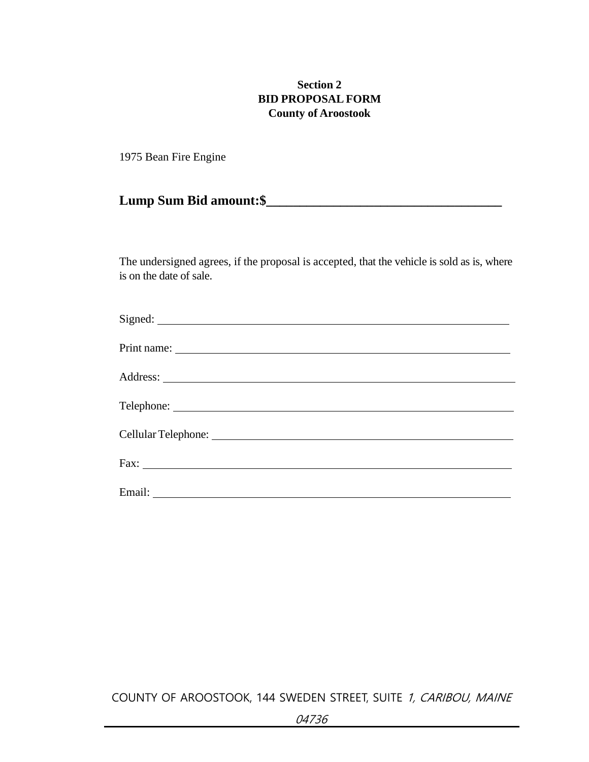**Section 2**
**BID PROPOSAL FORM**
**County of Aroostook**

1975 Bean Fire Engine

**Lump Sum Bid amount:$___________________________________**

The undersigned agrees, if the proposal is accepted, that the vehicle is sold as is, where is on the date of sale.

Signed: ____________________________________________________________

Print name: _________________________________________________________

Address: ___________________________________________________________

Telephone: _________________________________________________________

Cellular Telephone: __________________________________________________

Fax: ______________________________________________________________

Email: _____________________________________________________________

COUNTY OF AROOSTOOK, 144 SWEDEN STREET, SUITE *1, CARIBOU, MAINE 04736*